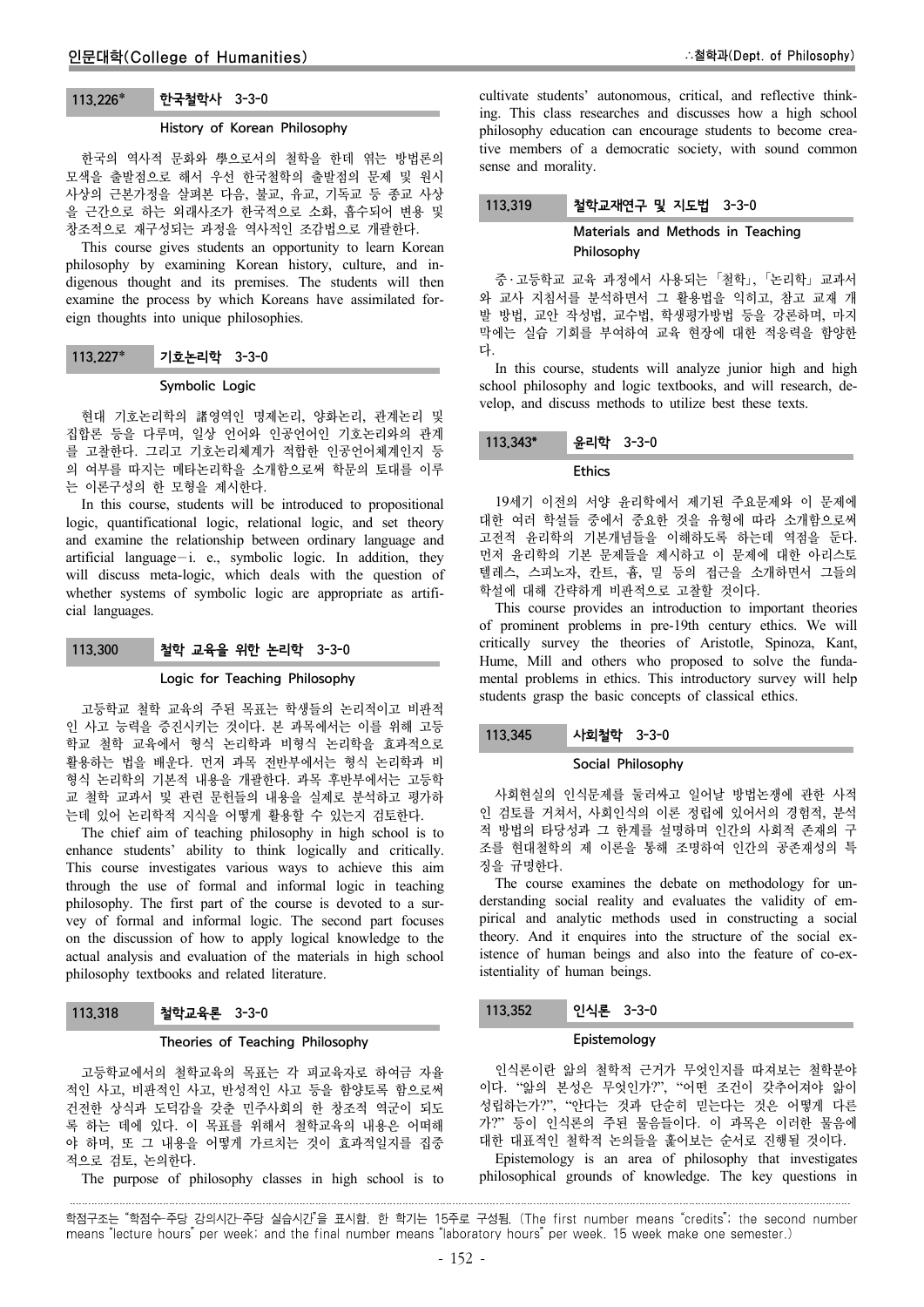### 113.226* 한국철학사 3-3-0

#### History of Korean Philosophy

한국의 역사적 문화와 學으로서의 철학을 한데 엮는 방법론의 모색을 출발점으로 해서 우선 한국철학의 출발점의 문제 및 원시 사상의 근본가정을 살펴본 다음, 불교, 유교, 기독교 등 종교 사상을 근간으로 하는 외래사조가 한국적으로 소화, 흡수되어 변용 및 창조적으로 재구성되는 과정을 역사적인 조감법으로 개관한다.

This course gives students an opportunity to learn Korean philosophy by examining Korean history, culture, and indigenous thought and its premises. The students will then examine the process by which Koreans have assimilated foreign thoughts into unique philosophies.

### 113.227* 기호논리학 3-3-0

#### Symbolic Logic

현대 기호논리학의 諸영역인 명제논리, 양화논리, 관계논리 및 집합론 등을 다루며, 일상 언어와 인공언어인 기호논리와의 관계를 고찰한다. 그리고 기호논리체계가 적합한 인공언어체계인지 등의 여부를 따지는 메타논리학을 소개함으로써 학문의 토대를 이루는 이론구성의 한 모형을 제시한다.

In this course, students will be introduced to propositional logic, quantificational logic, relational logic, and set theory and examine the relationship between ordinary language and artificial language－i. e., symbolic logic. In addition, they will discuss meta-logic, which deals with the question of whether systems of symbolic logic are appropriate as artificial languages.

### 113.300 철학 교육을 위한 논리학 3-3-0

#### Logic for Teaching Philosophy

고등학교 철학 교육의 주된 목표는 학생들의 논리적이고 비판적인 사고 능력을 증진시키는 것이다. 본 과목에서는 이를 위해 고등학교 철학 교육에서 형식 논리학과 비형식 논리학을 효과적으로 활용하는 법을 배운다. 먼저 과목 전반부에서는 형식 논리학과 비형식 논리학의 기본적 내용을 개관한다. 과목 후반부에서는 고등학교 철학 교과서 및 관련 문헌들의 내용을 실제로 분석하고 평가하는데 있어 논리학적 지식을 어떻게 활용할 수 있는지 검토한다.

The chief aim of teaching philosophy in high school is to enhance students' ability to think logically and critically. This course investigates various ways to achieve this aim through the use of formal and informal logic in teaching philosophy. The first part of the course is devoted to a survey of formal and informal logic. The second part focuses on the discussion of how to apply logical knowledge to the actual analysis and evaluation of the materials in high school philosophy textbooks and related literature.

### 113.318 철학교육론 3-3-0

#### Theories of Teaching Philosophy

고등학교에서의 철학교육의 목표는 각 피교육자로 하여금 자율적인 사고, 비판적인 사고, 반성적인 사고 등을 함양토록 함으로써 건전한 상식과 도덕감을 갖춘 민주사회의 한 창조적 역군이 되도록 하는 데에 있다. 이 목표를 위해서 철학교육의 내용은 어떠해야 하며, 또 그 내용을 어떻게 가르치는 것이 효과적일지를 집중적으로 검토, 논의한다.

The purpose of philosophy classes in high school is to cultivate students' autonomous, critical, and reflective thinking. This class researches and discusses how a high school philosophy education can encourage students to become creative members of a democratic society, with sound common sense and morality.

### 113.319 철학교재연구 및 지도법 3-3-0

#### Materials and Methods in Teaching Philosophy

중·고등학교 교육 과정에서 사용되는 「철학」, 「논리학」 교과서와 교사 지침서를 분석하면서 그 활용법을 익히고, 참고 교재 개발 방법, 교안 작성법, 교수법, 학생평가방법 등을 강론하며, 마지막에는 실습 기회를 부여하여 교육 현장에 대한 적응력을 함양한다.

In this course, students will analyze junior high and high school philosophy and logic textbooks, and will research, develop, and discuss methods to utilize best these texts.

### 113.343* 윤리학 3-3-0

#### Ethics

19세기 이전의 서양 윤리학에서 제기된 주요문제와 이 문제에 대한 여러 학설들 중에서 중요한 것을 유형에 따라 소개함으로써 고전적 윤리학의 기본개념들을 이해하도록 하는데 역점을 둔다. 먼저 윤리학의 기본 문제들을 제시하고 이 문제에 대한 아리스토텔레스, 스피노자, 칸트, 흄, 밀 등의 접근을 소개하면서 그들의 학설에 대해 간략하게 비판적으로 고찰할 것이다.

This course provides an introduction to important theories of prominent problems in pre-19th century ethics. We will critically survey the theories of Aristotle, Spinoza, Kant, Hume, Mill and others who proposed to solve the fundamental problems in ethics. This introductory survey will help students grasp the basic concepts of classical ethics.

### 113.345 사회철학 3-3-0

#### Social Philosophy

사회현실의 인식문제를 둘러싸고 일어날 방법논쟁에 관한 사적인 검토를 거쳐서, 사회인식의 이론 정립에 있어서의 경험적, 분석적 방법의 타당성과 그 한계를 설명하며 인간의 사회적 존재의 구조를 현대철학의 제 이론을 통해 조명하여 인간의 공존재성의 특징을 규명한다.

The course examines the debate on methodology for understanding social reality and evaluates the validity of empirical and analytic methods used in constructing a social theory. And it enquires into the structure of the social existence of human beings and also into the feature of co-existentiality of human beings.

### 113.352 인식론 3-3-0

#### Epistemology

인식론이란 앎의 철학적 근거가 무엇인지를 따져보는 철학분야이다. "앎의 본성은 무엇인가?", "어떤 조건이 갖추어져야 앎이 성립하는가?", "안다는 것과 단순히 믿는다는 것은 어떻게 다른가?" 등이 인식론의 주된 물음들이다. 이 과목은 이러한 물음에 대한 대표적인 철학적 논의들을 훑어보는 순서로 진행될 것이다.

Epistemology is an area of philosophy that investigates philosophical grounds of knowledge. The key questions in

---

학점구조는 "학점수-주당 강의시간-주당 실습시간"을 표시함. 한 학기는 15주로 구성됨. (The first number means "credits"; the second number means "lecture hours" per week; and the final number means "laboratory hours" per week. 15 week make one semester.)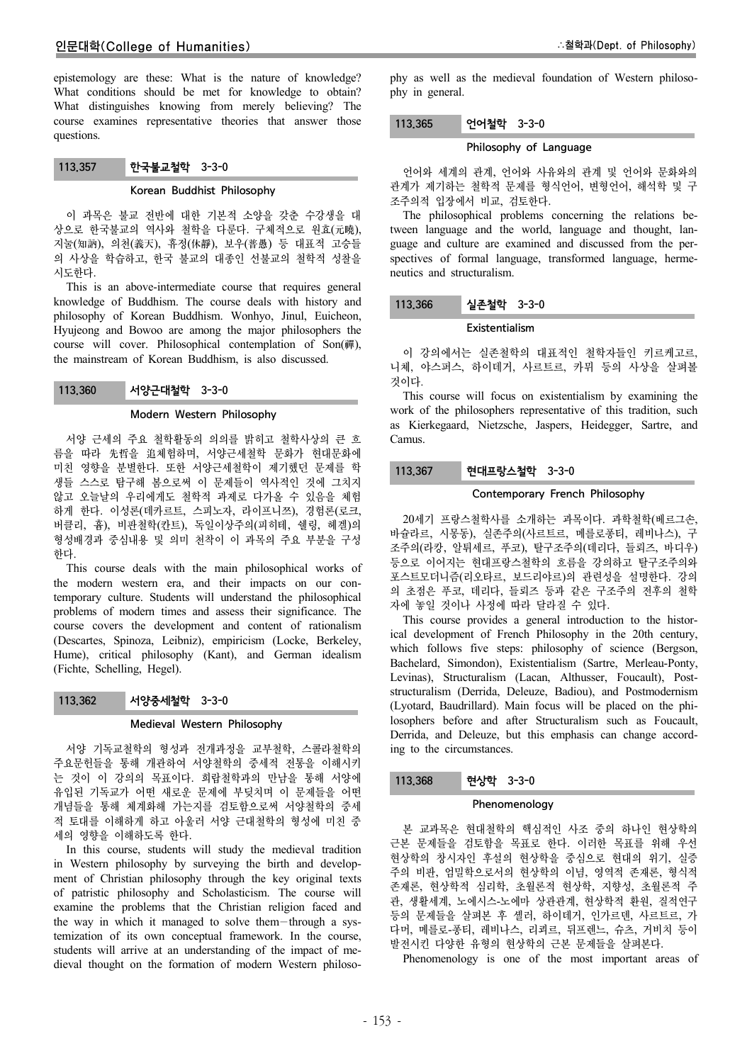epistemology are these: What is the nature of knowledge? What conditions should be met for knowledge to obtain? What distinguishes knowing from merely believing? The course examines representative theories that answer those questions.

### 113.357 한국불교철학 3-3-0

**Korean Buddhist Philosophy**

이 과목은 불교 전반에 대한 기본적 소양을 갖춘 수강생을 대상으로 한국불교의 역사와 철학을 다룬다. 구체적으로 원효(元曉), 지눌(知訥), 의천(義天), 휴정(休靜), 보우(普愚) 등 대표적 고승들의 사상을 학습하고, 한국 불교의 대종인 선불교의 철학적 성찰을 시도한다.

This is an above-intermediate course that requires general knowledge of Buddhism. The course deals with history and philosophy of Korean Buddhism. Wonhyo, Jinul, Euicheon, Hyujeong and Bowoo are among the major philosophers the course will cover. Philosophical contemplation of Son(禪), the mainstream of Korean Buddhism, is also discussed.

### 113.360 서양근대철학 3-3-0

**Modern Western Philosophy**

서양 근세의 주요 철학활동의 의의를 밝히고 철학사상의 큰 흐름을 따라 先哲을 追體驗하며, 서양근세철학 문화가 현대문화에 미친 영향을 분별한다. 또한 서양근세철학이 제기했던 문제를 학생들 스스로 탐구해 봄으로써 이 문제들이 역사적인 것에 그치지 않고 오늘날의 우리에게도 철학적 과제로 다가올 수 있음을 체험하게 한다. 이성론(데카르트, 스피노자, 라이프니츠), 경험론(로크, 버클리, 흄), 비판철학(칸트), 독일이상주의(피히테, 쉘링, 헤겔)의 형성배경과 중심내용 및 의미 천착이 이 과목의 주요 부분을 구성한다.

This course deals with the main philosophical works of the modern western era, and their impacts on our contemporary culture. Students will understand the philosophical problems of modern times and assess their significance. The course covers the development and content of rationalism (Descartes, Spinoza, Leibniz), empiricism (Locke, Berkeley, Hume), critical philosophy (Kant), and German idealism (Fichte, Schelling, Hegel).

### 113.362 서양중세철학 3-3-0

**Medieval Western Philosophy**

서양 기독교철학의 형성과 전개과정을 교부철학, 스콜라철학의 주요문헌들을 통해 개관하여 서양철학의 중세적 전통을 이해시키는 것이 이 강의의 목표이다. 희랍철학과의 만남을 통해 서양에 유입된 기독교가 어떤 새로운 문제에 부딪치며 이 문제들을 어떤 개념들을 통해 체계화해 가는지를 검토함으로써 서양철학의 중세적 토대를 이해하게 하고 아울러 서양 근대철학의 형성에 미친 중세의 영향을 이해하도록 한다.

In this course, students will study the medieval tradition in Western philosophy by surveying the birth and development of Christian philosophy through the key original texts of patristic philosophy and Scholasticism. The course will examine the problems that the Christian religion faced and the way in which it managed to solve them—through a systemization of its own conceptual framework. In the course, students will arrive at an understanding of the impact of medieval thought on the formation of modern Western philosophy as well as the medieval foundation of Western philosophy in general.

### 113.365 언어철학 3-3-0

**Philosophy of Language**

언어와 세계의 관계, 언어와 사유와의 관계 및 언어와 문화와의 관계가 제기하는 철학적 문제를 형식언어, 변형언어, 해석학 및 구조주의적 입장에서 비교, 검토한다.

The philosophical problems concerning the relations between language and the world, language and thought, language and culture are examined and discussed from the perspectives of formal language, transformed language, hermeneutics and structuralism.

### 113.366 실존철학 3-3-0

**Existentialism**

이 강의에서는 실존철학의 대표적인 철학자들인 키르케고르, 니체, 야스퍼스, 하이데거, 사르트르, 카뮈 등의 사상을 살펴볼 것이다.

This course will focus on existentialism by examining the work of the philosophers representative of this tradition, such as Kierkegaard, Nietzsche, Jaspers, Heidegger, Sartre, and Camus.

### 113.367 현대프랑스철학 3-3-0

**Contemporary French Philosophy**

20세기 프랑스철학사를 소개하는 과목이다. 과학철학(베르그손, 바슐라르, 시몽동), 실존주의(사르트르, 메를로퐁티, 레비나스), 구조주의(라캉, 알뛰세르, 푸코), 탈구조주의(데리다, 들뢰즈, 바디우) 등으로 이어지는 현대프랑스철학의 흐름을 강의하고 탈구조주의와 포스트모더니즘(리오타르, 보드리야르)의 관련성을 설명한다. 강의의 초점은 푸코, 데리다, 들뢰즈 등과 같은 구조주의 전후의 철학자에 놓일 것이나 사정에 따라 달라질 수 있다.

This course provides a general introduction to the historical development of French Philosophy in the 20th century, which follows five steps: philosophy of science (Bergson, Bachelard, Simondon), Existentialism (Sartre, Merleau-Ponty, Levinas), Structuralism (Lacan, Althusser, Foucault), Post-structuralism (Derrida, Deleuze, Badiou), and Postmodernism (Lyotard, Baudrillard). Main focus will be placed on the philosophers before and after Structuralism such as Foucault, Derrida, and Deleuze, but this emphasis can change according to the circumstances.

### 113.368 현상학 3-3-0

**Phenomenology**

본 교과목은 현대철학의 핵심적인 사조 중의 하나인 현상학의 근본 문제들을 검토함을 목표로 한다. 이러한 목표를 위해 우선 현상학의 창시자인 후설의 현상학을 중심으로 현대의 위기, 실증주의 비판, 엄밀학으로서의 현상학의 이념, 영역적 존재론, 형식적 존재론, 현상학적 심리학, 초월론적 현상학, 지향성, 초월론적 주관, 생활세계, 노에시스-노에마 상관관계, 현상학적 환원, 질적연구 등의 문제들을 살펴본 후 셸러, 하이데거, 인가르덴, 사르트르, 가다머, 메를로-퐁티, 레비나스, 리쾨르, 뒤프렌느, 슈츠, 거비치 등이 발전시킨 다양한 유형의 현상학의 근본 문제들을 살펴본다.

Phenomenology is one of the most important areas of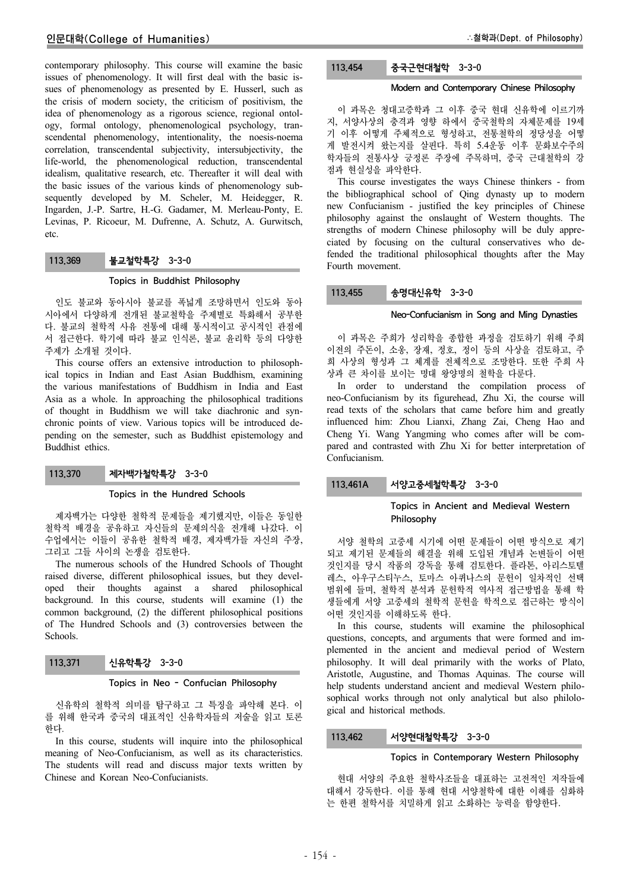contemporary philosophy. This course will examine the basic issues of phenomenology. It will first deal with the basic issues of phenomenology as presented by E. Husserl, such as the crisis of modern society, the criticism of positivism, the idea of phenomenology as a rigorous science, regional ontology, formal ontology, phenomenological psychology, transcendental phenomenology, intentionality, the noesis-noema correlation, transcendental subjectivity, intersubjectivity, the life-world, the phenomenological reduction, transcendental idealism, qualitative research, etc. Thereafter it will deal with the basic issues of the various kinds of phenomenology subsequently developed by M. Scheler, M. Heidegger, R. Ingarden, J.-P. Sartre, H.-G. Gadamer, M. Merleau-Ponty, E. Levinas, P. Ricoeur, M. Dufrenne, A. Schutz, A. Gurwitsch, etc.

## 113.369 불교철학특강 3-3-0

### Topics in Buddhist Philosophy

인도 불교와 동아시아 불교를 폭넓게 조망하면서 인도와 동아시아에서 다양하게 전개된 불교철학을 주제별로 특화해서 공부한다. 불교의 철학적 사유 전통에 대해 통시적이고 공시적인 관점에서 접근한다. 학기에 따라 불교 인식론, 불교 윤리학 등의 다양한 주제가 소개될 것이다.

This course offers an extensive introduction to philosophical topics in Indian and East Asian Buddhism, examining the various manifestations of Buddhism in India and East Asia as a whole. In approaching the philosophical traditions of thought in Buddhism we will take diachronic and synchronic points of view. Various topics will be introduced depending on the semester, such as Buddhist epistemology and Buddhist ethics.

## 113.370 제자백가철학특강 3-3-0

### Topics in the Hundred Schools

제자백가는 다양한 철학적 문제들을 제기했지만, 이들은 동일한 철학적 배경을 공유하고 자신들의 문제의식을 전개해 나갔다. 이 수업에서는 이들이 공유한 철학적 배경, 제자백가들 자신의 주장, 그리고 그들 사이의 논쟁을 검토한다.

The numerous schools of the Hundred Schools of Thought raised diverse, different philosophical issues, but they developed their thoughts against a shared philosophical background. In this course, students will examine (1) the common background, (2) the different philosophical positions of The Hundred Schools and (3) controversies between the Schools.

## 113.371 신유학특강 3-3-0

### Topics in Neo - Confucian Philosophy

신유학의 철학적 의미를 탐구하고 그 특징을 파악해 본다. 이를 위해 한국과 중국의 대표적인 신유학자들의 저술을 읽고 토론한다.

In this course, students will inquire into the philosophical meaning of Neo-Confucianism, as well as its characteristics. The students will read and discuss major texts written by Chinese and Korean Neo-Confucianists.

## 113.454 중국근현대철학 3-3-0

### Modern and Contemporary Chinese Philosophy

이 과목은 청대고증학과 그 이후 중국 현대 신유학에 이르기까지, 서양사상의 충격과 영향 하에서 중국철학의 자체문제를 19세기 이후 어떻게 주체적으로 형성하고, 전통철학의 정당성을 어떻게 발전시켜 왔는지를 살핀다. 특히 5.4운동 이후 문화보수주의 학자들의 전통사상 긍정론 주장에 주목하며, 중국 근대철학의 강점과 현실성을 파악한다.

This course investigates the ways Chinese thinkers - from the bibliographical school of Qing dynasty up to modern new Confucianism - justified the key principles of Chinese philosophy against the onslaught of Western thoughts. The strengths of modern Chinese philosophy will be duly appreciated by focusing on the cultural conservatives who defended the traditional philosophical thoughts after the May Fourth movement.

## 113.455 송명대신유학 3-3-0

### Neo-Confucianism in Song and Ming Dynasties

이 과목은 주희가 성리학을 종합한 과정을 검토하기 위해 주희 이전의 주돈이, 소옹, 장재, 정호, 정이 등의 사상을 검토하고, 주희 사상의 형성과 그 체계를 전체적으로 조망한다. 또한 주희 사상과 큰 차이를 보이는 명대 왕양명의 철학을 다룬다.

In order to understand the compilation process of neo-Confucianism by its figurehead, Zhu Xi, the course will read texts of the scholars that came before him and greatly influenced him: Zhou Lianxi, Zhang Zai, Cheng Hao and Cheng Yi. Wang Yangming who comes after will be compared and contrasted with Zhu Xi for better interpretation of Confucianism.

## 113.461A 서양고중세철학특강 3-3-0

### Topics in Ancient and Medieval Western Philosophy

서양 철학의 고중세 시기에 어떤 문제들이 어떤 방식으로 제기되고 제기된 문제들의 해결을 위해 도입된 개념과 논변들이 어떤 것인지를 당시 작품의 강독을 통해 검토한다. 플라톤, 아리스토텔레스, 아우구스티누스, 토마스 아퀴나스의 문헌이 일차적인 선택 범위에 들며, 철학적 분석과 문헌학적 역사적 접근방법을 통해 학생들에게 서양 고중세의 철학적 문헌을 학적으로 접근하는 방식이 어떤 것인지를 이해하도록 한다.

In this course, students will examine the philosophical questions, concepts, and arguments that were formed and implemented in the ancient and medieval period of Western philosophy. It will deal primarily with the works of Plato, Aristotle, Augustine, and Thomas Aquinas. The course will help students understand ancient and medieval Western philosophical works through not only analytical but also philological and historical methods.

## 113.462 서양현대철학특강 3-3-0

### Topics in Contemporary Western Philosophy

현대 서양의 주요한 철학사조들을 대표하는 고전적인 저작들에 대해서 강독한다. 이를 통해 현대 서양철학에 대한 이해를 심화하는 한편 철학서를 치밀하게 읽고 소화하는 능력을 함양한다.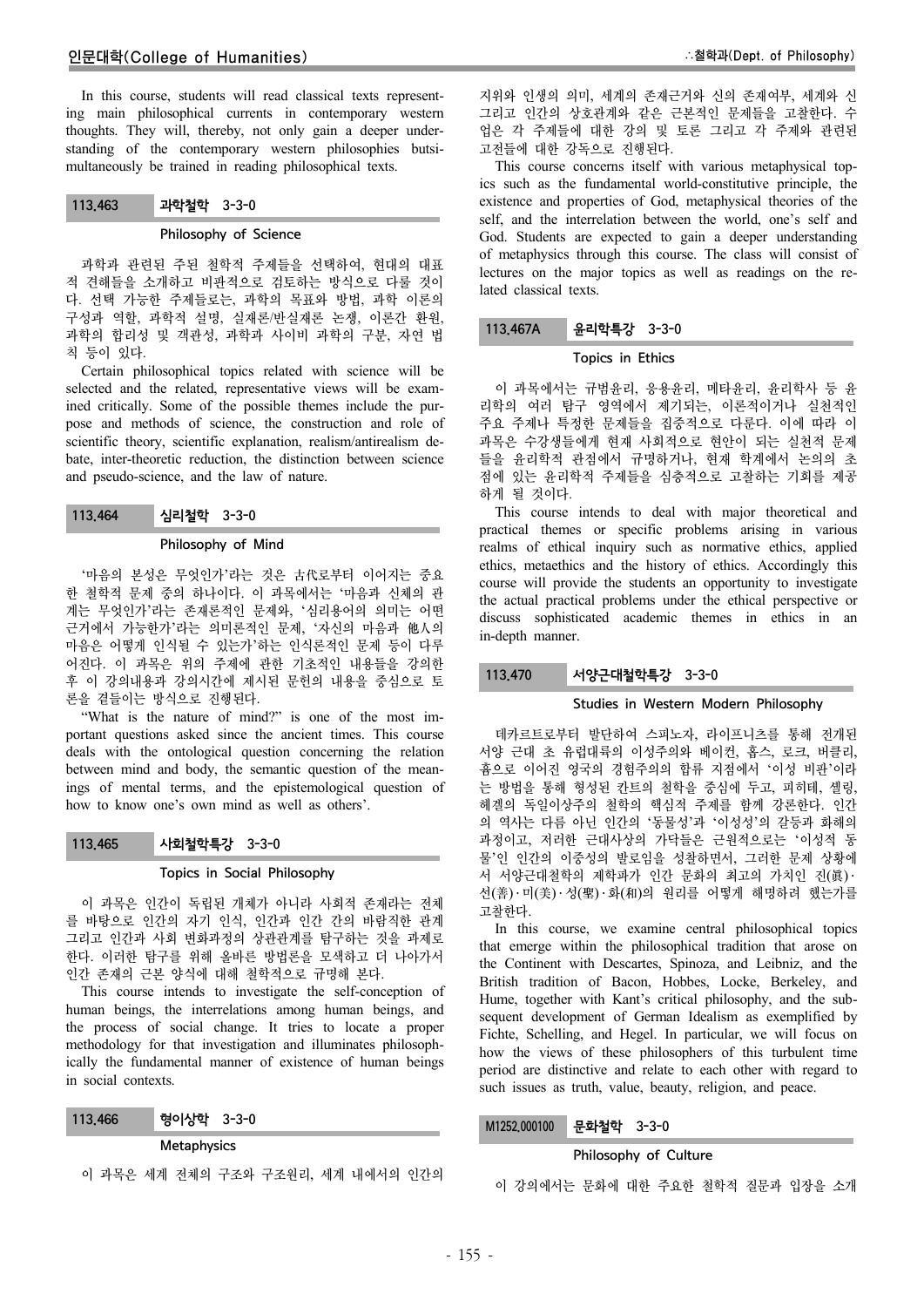In this course, students will read classical texts representing main philosophical currents in contemporary western thoughts. They will, thereby, not only gain a deeper understanding of the contemporary western philosophies butsimultaneously be trained in reading philosophical texts.

### 113.463 과학철학 3-3-0

**Philosophy of Science**

과학과 관련된 주된 철학적 주제들을 선택하여, 현대의 대표적 견해들을 소개하고 비판적으로 검토하는 방식으로 다룰 것이다. 선택 가능한 주제들로는, 과학의 목표와 방법, 과학 이론의 구성과 역할, 과학적 설명, 실재론/반실재론 논쟁, 이론간 환원, 과학의 합리성 및 객관성, 과학과 사이비 과학의 구분, 자연 법칙 등이 있다.

Certain philosophical topics related with science will be selected and the related, representative views will be examined critically. Some of the possible themes include the purpose and methods of science, the construction and role of scientific theory, scientific explanation, realism/antirealism debate, inter-theoretic reduction, the distinction between science and pseudo-science, and the law of nature.

### 113.464 심리철학 3-3-0

**Philosophy of Mind**

'마음의 본성은 무엇인가'라는 것은 古代로부터 이어지는 중요한 철학적 문제 중의 하나이다. 이 과목에서는 '마음과 신체의 관계는 무엇인가'라는 존재론적인 문제와, '심리용어의 의미는 어떤 근거에서 가능한가'라는 의미론적인 문제, '자신의 마음과 他人의 마음은 어떻게 인식될 수 있는가'하는 인식론적인 문제 등이 다루어진다. 이 과목은 위의 주제에 관한 기초적인 내용들을 강의한 후 이 강의내용과 강의시간에 제시된 문헌의 내용을 중심으로 토론을 곁들이는 방식으로 진행된다.

"What is the nature of mind?" is one of the most important questions asked since the ancient times. This course deals with the ontological question concerning the relation between mind and body, the semantic question of the meanings of mental terms, and the epistemological question of how to know one's own mind as well as others'.

### 113.465 사회철학특강 3-3-0

**Topics in Social Philosophy**

이 과목은 인간이 독립된 개체가 아니라 사회적 존재라는 전제를 바탕으로 인간의 자기 인식, 인간과 인간 간의 바람직한 관계 그리고 인간과 사회 변화과정의 상관관계를 탐구하는 것을 과제로 한다. 이러한 탐구를 위해 올바른 방법론을 모색하고 더 나아가서 인간 존재의 근본 양식에 대해 철학적으로 규명해 본다.

This course intends to investigate the self-conception of human beings, the interrelations among human beings, and the process of social change. It tries to locate a proper methodology for that investigation and illuminates philosophically the fundamental manner of existence of human beings in social contexts.

### 113.466 형이상학 3-3-0

**Metaphysics**

이 과목은 세계 전체의 구조와 구조원리, 세계 내에서의 인간의 지위와 인생의 의미, 세계의 존재근거와 신의 존재여부, 세계와 신 그리고 인간의 상호관계와 같은 근본적인 문제들을 고찰한다. 수업은 각 주제들에 대한 강의 및 토론 그리고 각 주제와 관련된 고전들에 대한 강독으로 진행된다.

This course concerns itself with various metaphysical topics such as the fundamental world-constitutive principle, the existence and properties of God, metaphysical theories of the self, and the interrelation between the world, one's self and God. Students are expected to gain a deeper understanding of metaphysics through this course. The class will consist of lectures on the major topics as well as readings on the related classical texts.

### 113.467A 윤리학특강 3-3-0

**Topics in Ethics**

이 과목에서는 규범윤리, 응용윤리, 메타윤리, 윤리학사 등 윤리학의 여러 탐구 영역에서 제기되는, 이론적이거나 실천적인 주요 주제나 특정한 문제들을 집중적으로 다룬다. 이에 따라 이 과목은 수강생들에게 현재 사회적으로 현안이 되는 실천적 문제들을 윤리학적 관점에서 규명하거나, 현재 학계에서 논의의 초점에 있는 윤리학적 주제들을 심층적으로 고찰하는 기회를 제공하게 될 것이다.

This course intends to deal with major theoretical and practical themes or specific problems arising in various realms of ethical inquiry such as normative ethics, applied ethics, metaethics and the history of ethics. Accordingly this course will provide the students an opportunity to investigate the actual practical problems under the ethical perspective or discuss sophisticated academic themes in ethics in an in-depth manner.

### 113.470 서양근대철학특강 3-3-0

**Studies in Western Modern Philosophy**

데카르트로부터 발단하여 스피노자, 라이프니츠를 통해 전개된 서양 근대 초 유럽대륙의 이성주의와 베이컨, 홉스, 로크, 버클리, 흄으로 이어진 영국의 경험주의의 합류 지점에서 '이성 비판'이라는 방법을 통해 형성된 칸트의 철학을 중심에 두고, 피히테, 셸링, 헤겔의 독일이상주의 철학의 핵심적 주제를 함께 강론한다. 인간의 역사는 다름 아닌 인간의 '동물성'과 '이성성'의 갈등과 화해의 과정이고, 저러한 근대사상의 가닥들은 근원적으로는 '이성적 동물'인 인간의 이중성의 발로임을 성찰하면서, 그러한 문제 상황에서 서양근대철학의 제학파가 인간 문화의 최고의 가치인 진(眞)·선(善)·미(美)·성(聖)·화(和)의 원리를 어떻게 해명하려 했는가를 고찰한다.

In this course, we examine central philosophical topics that emerge within the philosophical tradition that arose on the Continent with Descartes, Spinoza, and Leibniz, and the British tradition of Bacon, Hobbes, Locke, Berkeley, and Hume, together with Kant's critical philosophy, and the subsequent development of German Idealism as exemplified by Fichte, Schelling, and Hegel. In particular, we will focus on how the views of these philosophers of this turbulent time period are distinctive and relate to each other with regard to such issues as truth, value, beauty, religion, and peace.

### M1252.000100 문화철학 3-3-0

**Philosophy of Culture**

이 강의에서는 문화에 대한 주요한 철학적 질문과 입장을 소개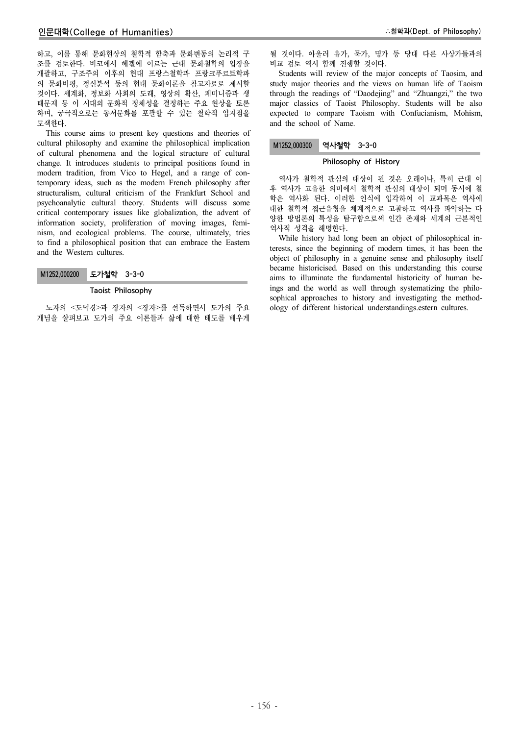하고, 이를 통해 문화현상의 철학적 함축과 문화변동의 논리적 구조를 검토한다. 비코에서 헤겔에 이르는 근대 문화철학의 입장을 개괄하고, 구조주의 이후의 현대 프랑스철학과 프랑크푸르트학파의 문화비평, 정신분석 등의 현대 문화이론을 참고자료로 제시할 것이다. 세계화, 정보화 사회의 도래, 영상의 확산, 페미니즘과 생태문제 등 이 시대의 문화적 정체성을 결정하는 주요 현상을 토론하며, 궁극적으로는 동서문화를 포괄할 수 있는 철학적 입지점을 모색한다.

This course aims to present key questions and theories of cultural philosophy and examine the philosophical implication of cultural phenomena and the logical structure of cultural change. It introduces students to principal positions found in modern tradition, from Vico to Hegel, and a range of contemporary ideas, such as the modern French philosophy after structuralism, cultural criticism of the Frankfurt School and psychoanalytic cultural theory. Students will discuss some critical contemporary issues like globalization, the advent of information society, proliferation of moving images, feminism, and ecological problems. The course, ultimately, tries to find a philosophical position that can embrace the Eastern and the Western cultures.

## M1252.000200 도가철학 3-3-0

### Taoist Philosophy

노자의 <도덕경>과 장자의 <장자>를 선독하면서 도가의 주요 개념을 살펴보고 도가의 주요 이론들과 삶에 대한 태도를 배우게 될 것이다. 아울러 유가, 묵가, 명가 등 당대 다른 사상가들과의 비교 검토 역시 함께 진행할 것이다.

Students will review of the major concepts of Taosim, and study major theories and the views on human life of Taoism through the readings of "Daodejing" and "Zhuangzi," the two major classics of Taoist Philosophy. Students will be also expected to compare Taoism with Confucianism, Mohism, and the school of Name.

## M1252.000300 역사철학 3-3-0

### Philosophy of History

역사가 철학적 관심의 대상이 된 것은 오래이나, 특히 근대 이후 역사가 고유한 의미에서 철학적 관심의 대상이 되며 동시에 철학은 역사화 된다. 이러한 인식에 입각하여 이 교과목은 역사에 대한 철학적 접근유형을 체계적으로 고찰하고 역사를 파악하는 다양한 방법론의 특성을 탐구함으로써 인간 존재와 세계의 근본적인 역사적 성격을 해명한다.

While history had long been an object of philosophical interests, since the beginning of modern times, it has been the object of philosophy in a genuine sense and philosophy itself became historicised. Based on this understanding this course aims to illuminate the fundamental historicity of human beings and the world as well through systematizing the philosophical approaches to history and investigating the methodology of different historical understandings.estern cultures.